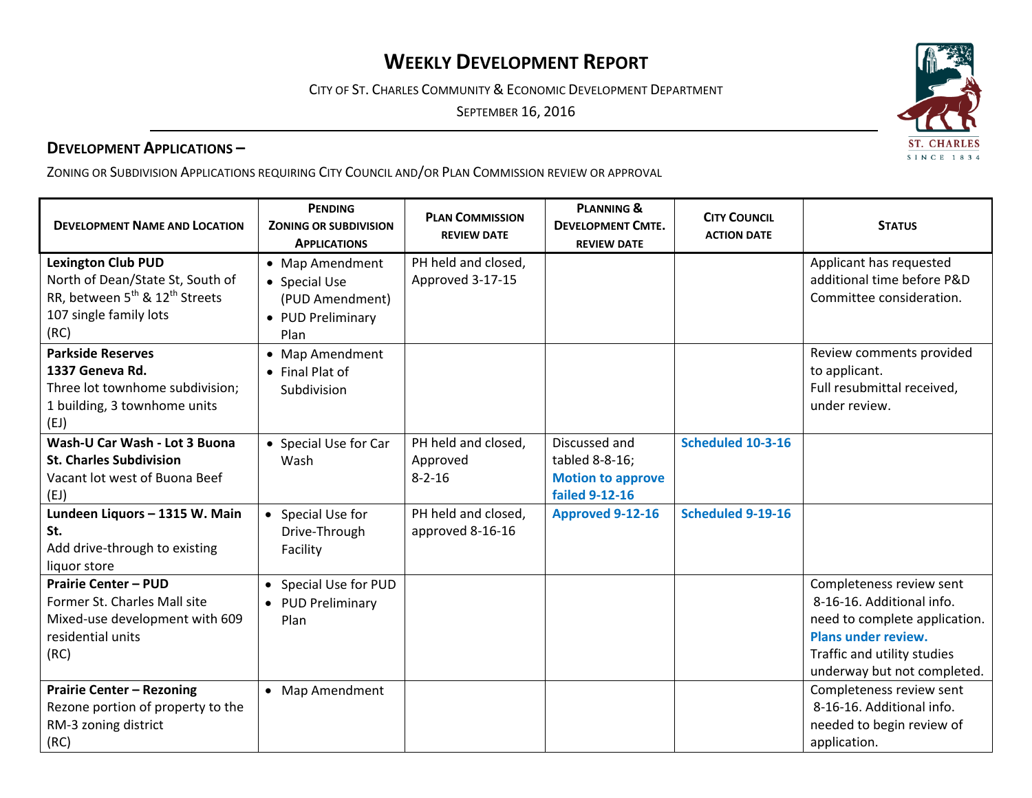# WEEKLY DEVELOPMENT REPORT

CITY OF ST. CHARLES COMMUNITY & ECONOMIC DEVELOPMENT DEPARTMENT

SEPTEMBER 16, 2016

## DEVELOPMENT APPLICATIONS –

ZONING OR SUBDIVISION APPLICATIONS REQUIRING CITY COUNCIL AND/OR PLAN COMMISSION REVIEW OR APPROVAL

| DEVELOPMENT NAME AND LOCATION | PENDING ZONING OR SUBDIVISION APPLICATIONS | PLAN COMMISSION REVIEW DATE | PLANNING & DEVELOPMENT CMTE. REVIEW DATE | CITY COUNCIL ACTION DATE | STATUS |
|---|---|---|---|---|---|
| **Lexington Club PUD**<br>North of Dean/State St, South of RR, between 5th & 12th Streets<br>107 single family lots<br>(RC) | • Map Amendment<br>• Special Use (PUD Amendment)<br>• PUD Preliminary Plan | PH held and closed, Approved 3-17-15 | | | Applicant has requested additional time before P&D Committee consideration. |
| **Parkside Reserves**<br>**1337 Geneva Rd.**<br>Three lot townhome subdivision; 1 building, 3 townhome units<br>(EJ) | • Map Amendment<br>• Final Plat of Subdivision | | | | Review comments provided to applicant.<br>Full resubmittal received, under review. |
| **Wash-U Car Wash - Lot 3 Buona St. Charles Subdivision**<br>Vacant lot west of Buona Beef<br>(EJ) | • Special Use for Car Wash | PH held and closed, Approved 8-2-16 | Discussed and tabled 8-8-16; **Motion to approve failed 9-12-16** | **Scheduled 10-3-16** | |
| **Lundeen Liquors – 1315 W. Main St.**<br>Add drive-through to existing liquor store | • Special Use for Drive-Through Facility | PH held and closed, approved 8-16-16 | **Approved 9-12-16** | **Scheduled 9-19-16** | |
| **Prairie Center – PUD**<br>Former St. Charles Mall site<br>Mixed-use development with 609 residential units<br>(RC) | • Special Use for PUD<br>• PUD Preliminary Plan | | | | Completeness review sent 8-16-16. Additional info. need to complete application.<br>**Plans under review.**<br>Traffic and utility studies underway but not completed. |
| **Prairie Center – Rezoning**<br>Rezone portion of property to the RM-3 zoning district<br>(RC) | • Map Amendment | | | | Completeness review sent 8-16-16. Additional info. needed to begin review of application. |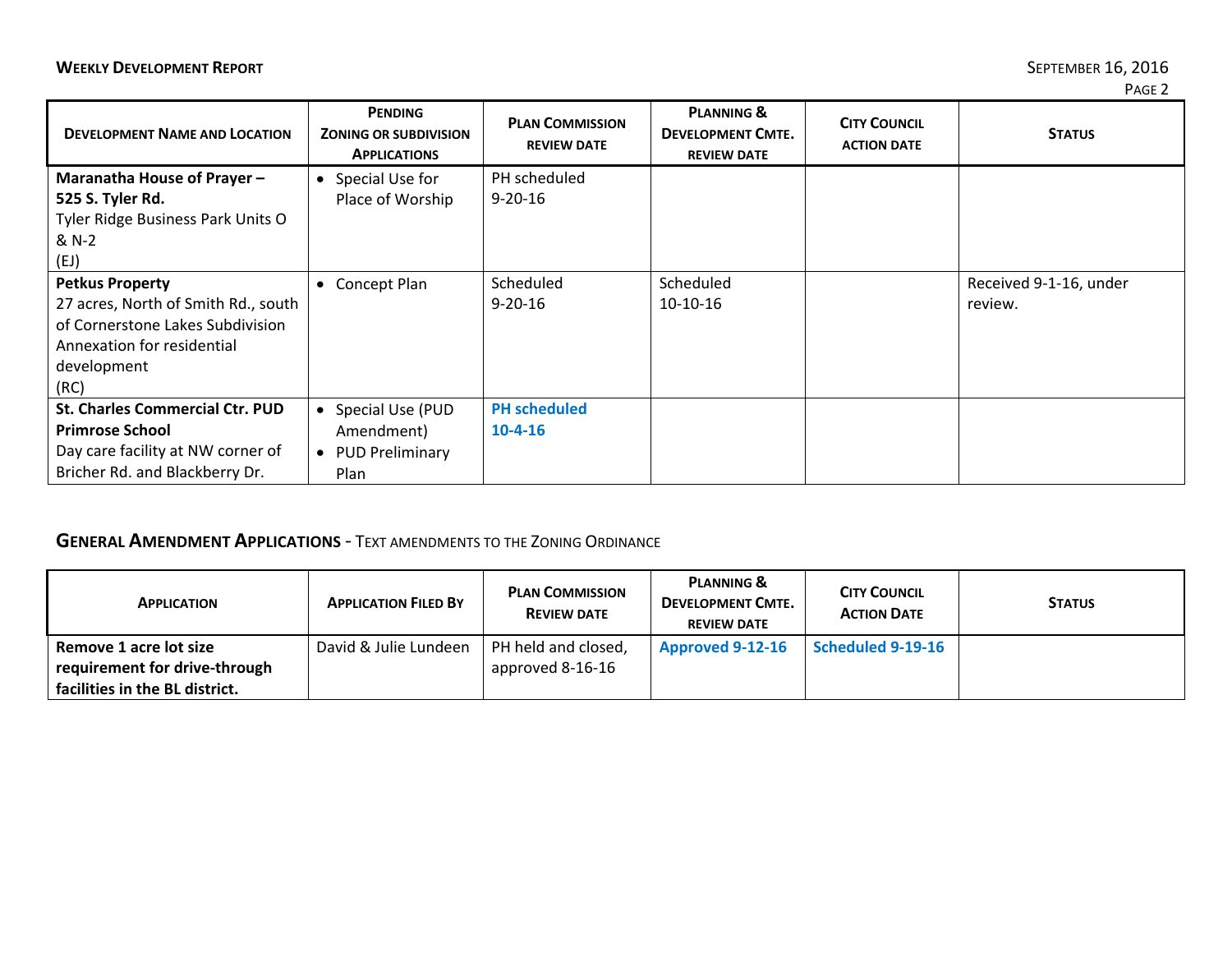| Development Name and Location | Pending Zoning or Subdivision Applications | Plan Commission Review Date | Planning & Development Cmte. Review Date | City Council Action Date | Status |
|---|---|---|---|---|---|
| **Maranatha House of Prayer – 525 S. Tyler Rd.** Tyler Ridge Business Park Units O & N-2 (EJ) | • Special Use for Place of Worship | PH scheduled 9-20-16 | | | |
| **Petkus Property** 27 acres, North of Smith Rd., south of Cornerstone Lakes Subdivision Annexation for residential development (RC) | • Concept Plan | Scheduled 9-20-16 | Scheduled 10-10-16 | | Received 9-1-16, under review. |
| **St. Charles Commercial Ctr. PUD Primrose School** Day care facility at NW corner of Bricher Rd. and Blackberry Dr. | • Special Use (PUD Amendment) • PUD Preliminary Plan | **PH scheduled 10-4-16** | | | |

## General Amendment Applications - Text amendments to the Zoning Ordinance

| Application | Application Filed By | Plan Commission Review Date | Planning & Development Cmte. Review Date | City Council Action Date | Status |
|---|---|---|---|---|---|
| **Remove 1 acre lot size requirement for drive-through facilities in the BL district.** | David & Julie Lundeen | PH held and closed, approved 8-16-16 | **Approved 9-12-16** | **Scheduled 9-19-16** | |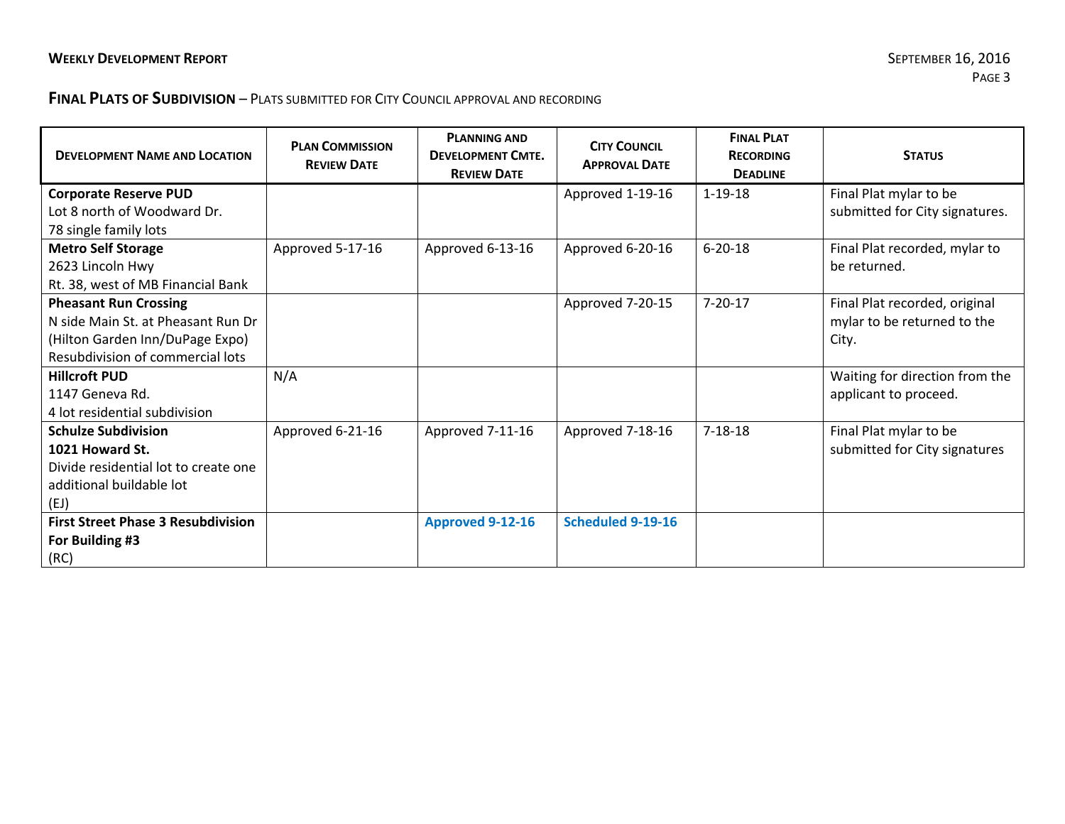## FINAL PLATS OF SUBDIVISION – PLATS SUBMITTED FOR CITY COUNCIL APPROVAL AND RECORDING

| DEVELOPMENT NAME AND LOCATION | PLAN COMMISSION REVIEW DATE | PLANNING AND DEVELOPMENT CMTE. REVIEW DATE | CITY COUNCIL APPROVAL DATE | FINAL PLAT RECORDING DEADLINE | STATUS |
|---|---|---|---|---|---|
| **Corporate Reserve PUD**<br>Lot 8 north of Woodward Dr.<br>78 single family lots | | | Approved 1-19-16 | 1-19-18 | Final Plat mylar to be submitted for City signatures. |
| **Metro Self Storage**<br>2623 Lincoln Hwy<br>Rt. 38, west of MB Financial Bank | Approved 5-17-16 | Approved 6-13-16 | Approved 6-20-16 | 6-20-18 | Final Plat recorded, mylar to be returned. |
| **Pheasant Run Crossing**<br>N side Main St. at Pheasant Run Dr<br>(Hilton Garden Inn/DuPage Expo)<br>Resubdivision of commercial lots | | | Approved 7-20-15 | 7-20-17 | Final Plat recorded, original mylar to be returned to the City. |
| **Hillcroft PUD**<br>1147 Geneva Rd.<br>4 lot residential subdivision | N/A | | | | Waiting for direction from the applicant to proceed. |
| **Schulze Subdivision**<br>**1021 Howard St.**<br>Divide residential lot to create one additional buildable lot<br>(EJ) | Approved 6-21-16 | Approved 7-11-16 | Approved 7-18-16 | 7-18-18 | Final Plat mylar to be submitted for City signatures |
| **First Street Phase 3 Resubdivision For Building #3**<br>(RC) | | **Approved 9-12-16** | **Scheduled 9-19-16** | | |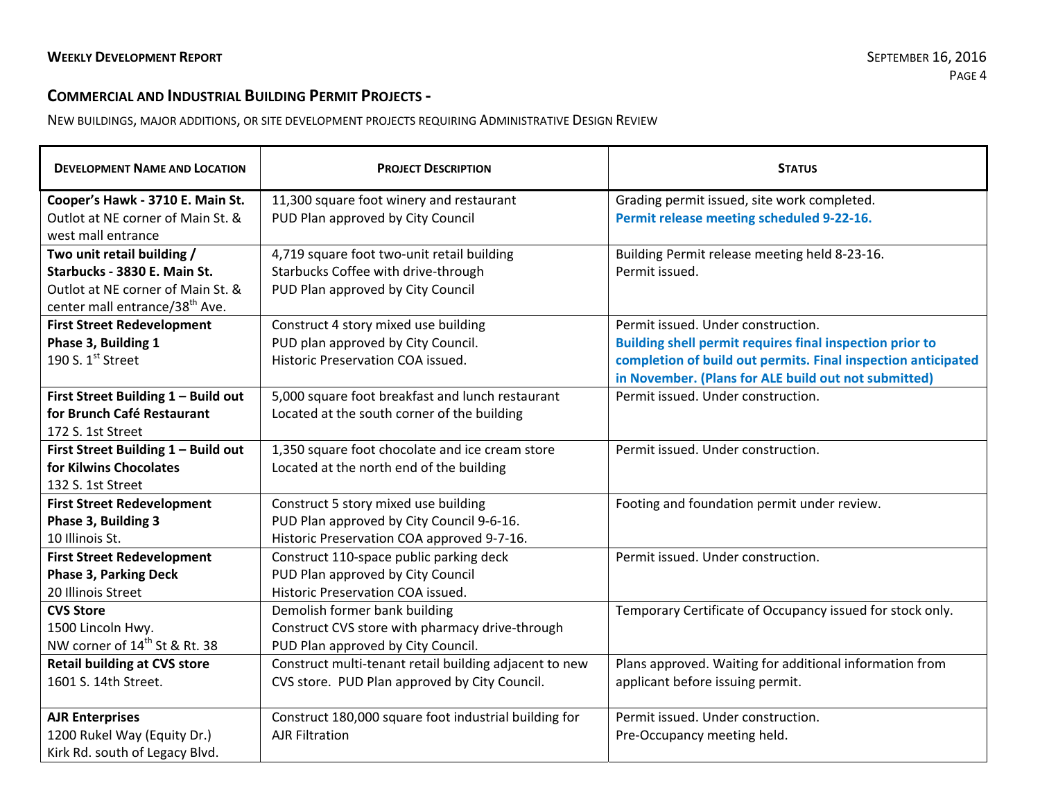## Commercial and Industrial Building Permit Projects -

New buildings, major additions, or site development projects requiring Administrative Design Review

| Development Name and Location | Project Description | Status |
|---|---|---|
| **Cooper's Hawk - 3710 E. Main St.**<br>Outlot at NE corner of Main St. & west mall entrance | 11,300 square foot winery and restaurant<br>PUD Plan approved by City Council | Grading permit issued, site work completed.<br>**Permit release meeting scheduled 9-22-16.** |
| **Two unit retail building / Starbucks - 3830 E. Main St.**<br>Outlot at NE corner of Main St. & center mall entrance/38th Ave. | 4,719 square foot two-unit retail building<br>Starbucks Coffee with drive-through<br>PUD Plan approved by City Council | Building Permit release meeting held 8-23-16.<br>Permit issued. |
| **First Street Redevelopment Phase 3, Building 1**<br>190 S. 1st Street | Construct 4 story mixed use building<br>PUD plan approved by City Council.<br>Historic Preservation COA issued. | Permit issued. Under construction.<br>**Building shell permit requires final inspection prior to completion of build out permits. Final inspection anticipated in November. (Plans for ALE build out not submitted)** |
| **First Street Building 1 – Build out for Brunch Café Restaurant**<br>172 S. 1st Street | 5,000 square foot breakfast and lunch restaurant<br>Located at the south corner of the building | Permit issued. Under construction. |
| **First Street Building 1 – Build out for Kilwins Chocolates**<br>132 S. 1st Street | 1,350 square foot chocolate and ice cream store<br>Located at the north end of the building | Permit issued. Under construction. |
| **First Street Redevelopment Phase 3, Building 3**<br>10 Illinois St. | Construct 5 story mixed use building<br>PUD Plan approved by City Council 9-6-16.<br>Historic Preservation COA approved 9-7-16. | Footing and foundation permit under review. |
| **First Street Redevelopment Phase 3, Parking Deck**<br>20 Illinois Street | Construct 110-space public parking deck<br>PUD Plan approved by City Council<br>Historic Preservation COA issued. | Permit issued. Under construction. |
| **CVS Store**<br>1500 Lincoln Hwy.<br>NW corner of 14th St & Rt. 38 | Demolish former bank building<br>Construct CVS store with pharmacy drive-through<br>PUD Plan approved by City Council. | Temporary Certificate of Occupancy issued for stock only. |
| **Retail building at CVS store**<br>1601 S. 14th Street. | Construct multi-tenant retail building adjacent to new CVS store. PUD Plan approved by City Council. | Plans approved. Waiting for additional information from applicant before issuing permit. |
| **AJR Enterprises**<br>1200 Rukel Way (Equity Dr.)<br>Kirk Rd. south of Legacy Blvd. | Construct 180,000 square foot industrial building for AJR Filtration | Permit issued. Under construction.<br>Pre-Occupancy meeting held. |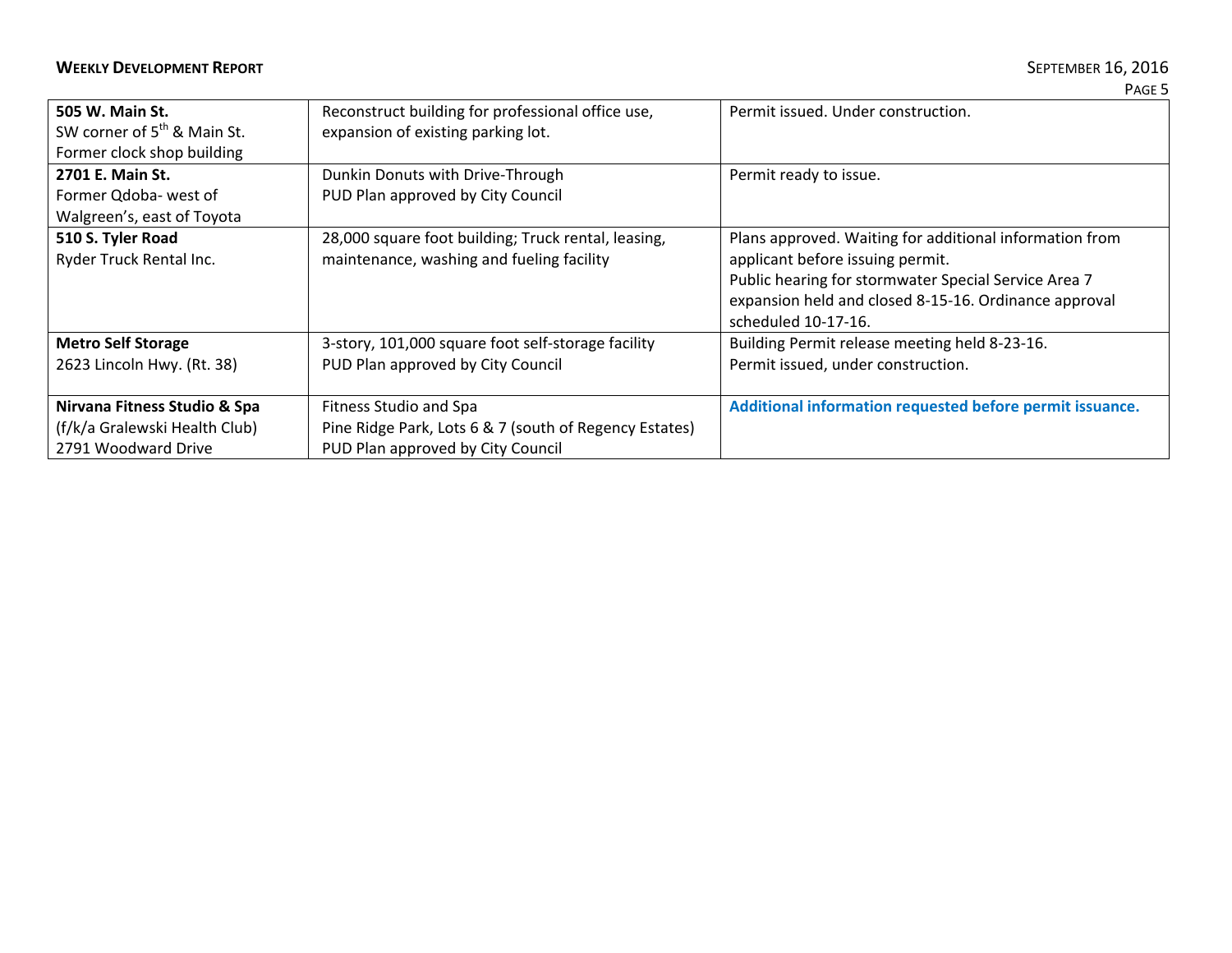| | | |
|---|---|---|
| **505 W. Main St.**<br>SW corner of 5th & Main St.<br>Former clock shop building | Reconstruct building for professional office use, expansion of existing parking lot. | Permit issued. Under construction. |
| **2701 E. Main St.**<br>Former Qdoba- west of Walgreen's, east of Toyota | Dunkin Donuts with Drive-Through<br>PUD Plan approved by City Council | Permit ready to issue. |
| **510 S. Tyler Road**<br>Ryder Truck Rental Inc. | 28,000 square foot building; Truck rental, leasing, maintenance, washing and fueling facility | Plans approved. Waiting for additional information from applicant before issuing permit.<br>Public hearing for stormwater Special Service Area 7 expansion held and closed 8-15-16. Ordinance approval scheduled 10-17-16. |
| **Metro Self Storage**<br>2623 Lincoln Hwy. (Rt. 38) | 3-story, 101,000 square foot self-storage facility<br>PUD Plan approved by City Council | Building Permit release meeting held 8-23-16.<br>Permit issued, under construction. |
| **Nirvana Fitness Studio & Spa**<br>(f/k/a Gralewski Health Club)<br>2791 Woodward Drive | Fitness Studio and Spa<br>Pine Ridge Park, Lots 6 & 7 (south of Regency Estates)<br>PUD Plan approved by City Council | **Additional information requested before permit issuance.** |